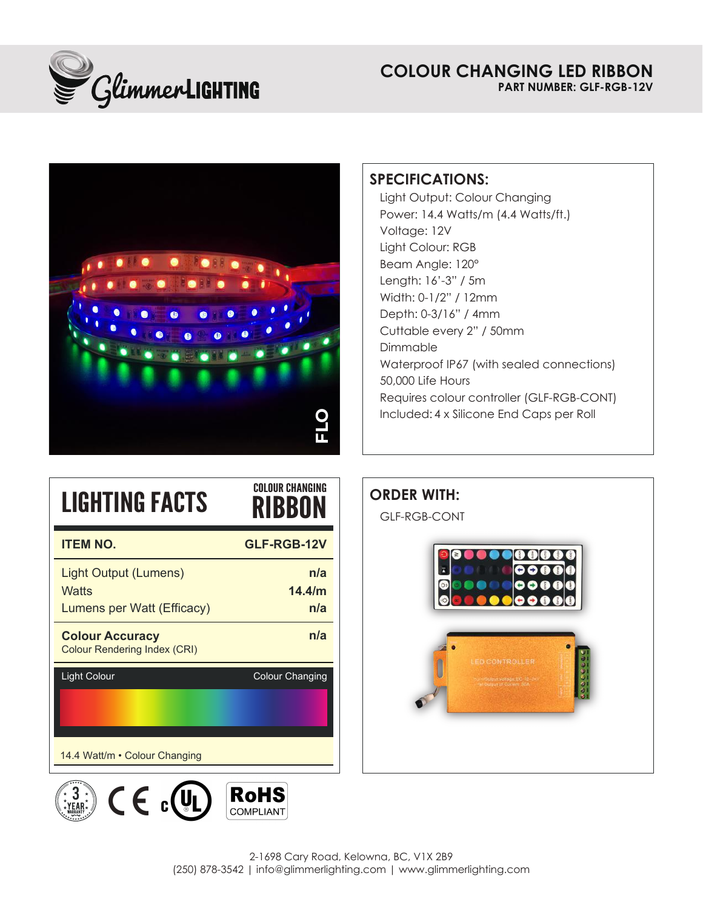# COLOUR CHANGING LED RIBBON

**PART NUMBER: GLF-RGB-12V**

## SPECIFICATIONS:

Light Output: Colour Changing
Power: 14.4 Watts/m (4.4 Watts/ft.)
Voltage: 12V
Light Colour: RGB
Beam Angle: 120°
Length: 16'-3" / 5m
Width: 0-1/2" / 12mm
Depth: 0-3/16" / 4mm
Cuttable every 2" / 50mm
Dimmable
Waterproof IP67 (with sealed connections)
50,000 Life Hours
Requires colour controller (GLF-RGB-CONT)
Included: 4 x Silicone End Caps per Roll

## LIGHTING FACTS — COLOUR CHANGING RIBBON

| ITEM NO. | GLF-RGB-12V |
|---|---|
| Light Output (Lumens) | n/a |
| Watts | 14.4/m |
| Lumens per Watt (Efficacy) | n/a |
| **Colour Accuracy** Colour Rendering Index (CRI) | n/a |
| Light Colour | Colour Changing |

14.4 Watt/m • Colour Changing

## ORDER WITH:

GLF-RGB-CONT

3 YEAR WARRANTY | CE | cUL | RoHS COMPLIANT

2-1698 Cary Road, Kelowna, BC, V1X 2B9
(250) 878-3542 | info@glimmerlighting.com | www.glimmerlighting.com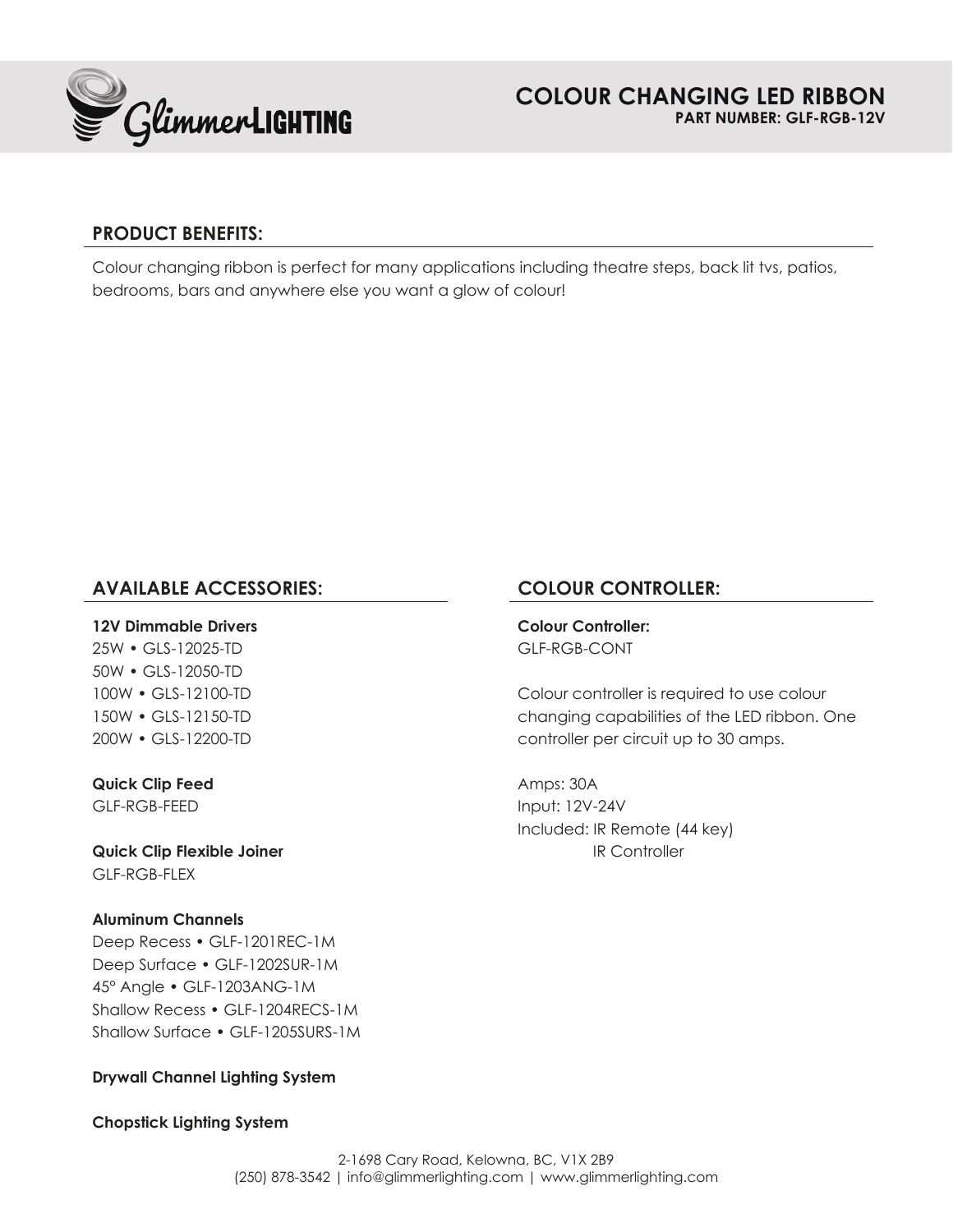# COLOUR CHANGING LED RIBBON

**PART NUMBER: GLF-RGB-12V**

## PRODUCT BENEFITS:

Colour changing ribbon is perfect for many applications including theatre steps, back lit tvs, patios, bedrooms, bars and anywhere else you want a glow of colour!

## AVAILABLE ACCESSORIES:

**12V Dimmable Drivers**
25W • GLS-12025-TD
50W • GLS-12050-TD
100W • GLS-12100-TD
150W • GLS-12150-TD
200W • GLS-12200-TD

**Quick Clip Feed**
GLF-RGB-FEED

**Quick Clip Flexible Joiner**
GLF-RGB-FLEX

**Aluminum Channels**
Deep Recess • GLF-1201REC-1M
Deep Surface • GLF-1202SUR-1M
45° Angle • GLF-1203ANG-1M
Shallow Recess • GLF-1204RECS-1M
Shallow Surface • GLF-1205SURS-1M

**Drywall Channel Lighting System**

**Chopstick Lighting System**

## COLOUR CONTROLLER:

**Colour Controller:**
GLF-RGB-CONT

Colour controller is required to use colour changing capabilities of the LED ribbon. One controller per circuit up to 30 amps.

Amps: 30A
Input: 12V-24V
Included: IR Remote (44 key)
IR Controller

2-1698 Cary Road, Kelowna, BC, V1X 2B9
(250) 878-3542 | info@glimmerlighting.com | www.glimmerlighting.com